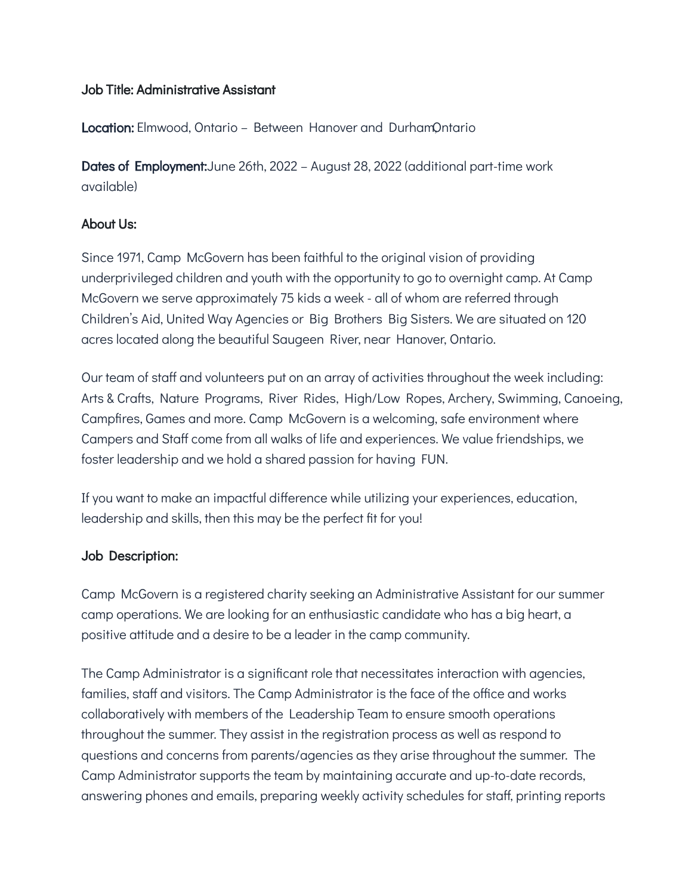**Job Title: Administrative Assistant**

**Location:** Elmwood, Ontario – Between Hanover and Durham, Ontario

**Dates of Employment:** June 26th, 2022 – August 28, 2022 (additional part-time work available)

**About Us:**

Since 1971, Camp McGovern has been faithful to the original vision of providing underprivileged children and youth with the opportunity to go to overnight camp. At Camp McGovern we serve approximately 75 kids a week - all of whom are referred through Children's Aid, United Way Agencies or Big Brothers Big Sisters. We are situated on 120 acres located along the beautiful Saugeen River, near Hanover, Ontario.

Our team of staff and volunteers put on an array of activities throughout the week including: Arts & Crafts, Nature Programs, River Rides, High/Low Ropes, Archery, Swimming, Canoeing, Campfires, Games and more. Camp McGovern is a welcoming, safe environment where Campers and Staff come from all walks of life and experiences. We value friendships, we foster leadership and we hold a shared passion for having FUN.

If you want to make an impactful difference while utilizing your experiences, education, leadership and skills, then this may be the perfect fit for you!

**Job Description:**

Camp McGovern is a registered charity seeking an Administrative Assistant for our summer camp operations. We are looking for an enthusiastic candidate who has a big heart, a positive attitude and a desire to be a leader in the camp community.

The Camp Administrator is a significant role that necessitates interaction with agencies, families, staff and visitors. The Camp Administrator is the face of the office and works collaboratively with members of the Leadership Team to ensure smooth operations throughout the summer. They assist in the registration process as well as respond to questions and concerns from parents/agencies as they arise throughout the summer. The Camp Administrator supports the team by maintaining accurate and up-to-date records, answering phones and emails, preparing weekly activity schedules for staff, printing reports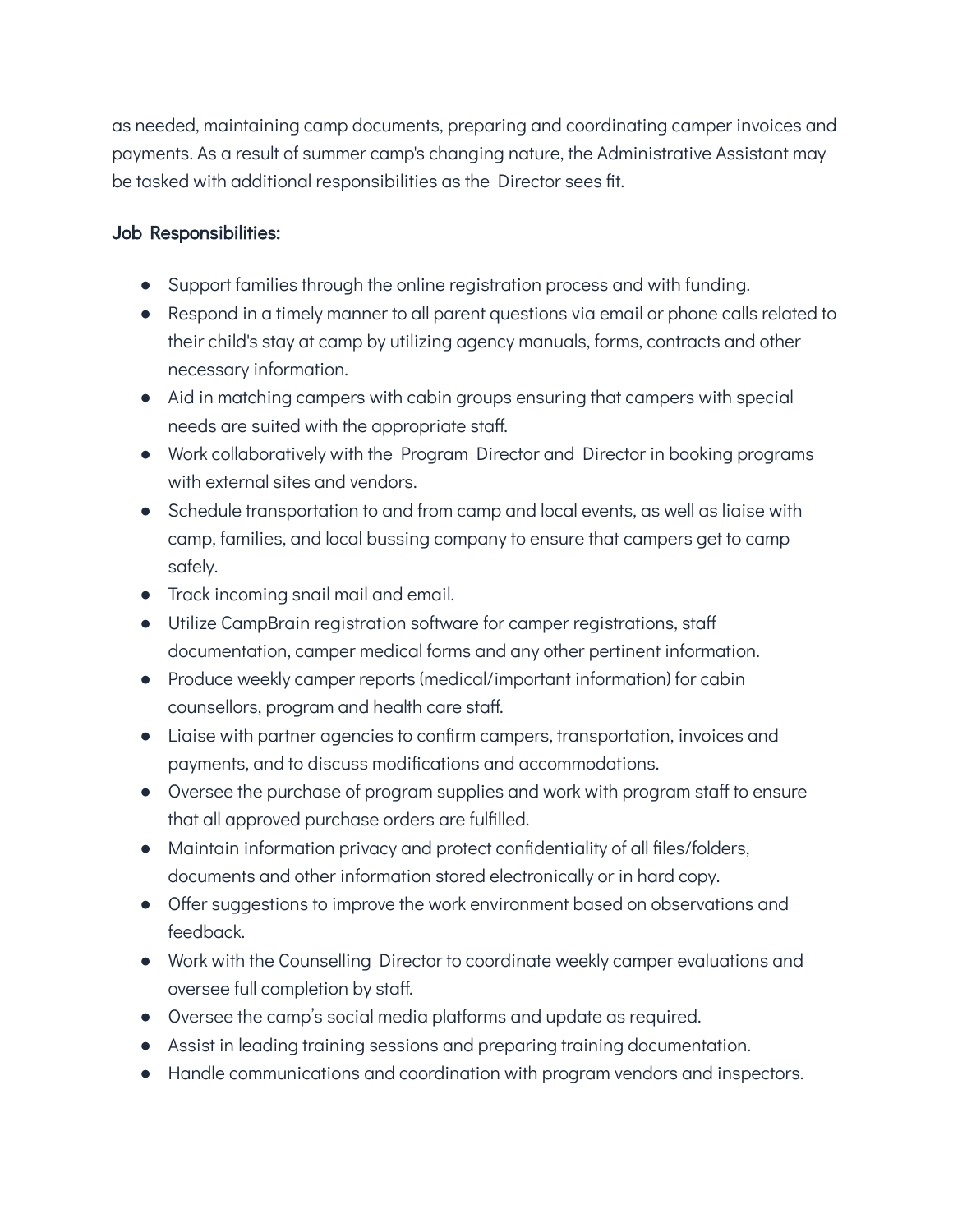as needed, maintaining camp documents, preparing and coordinating camper invoices and payments. As a result of summer camp's changing nature, the Administrative Assistant may be tasked with additional responsibilities as the Director sees fit.

**Job Responsibilities:**

- Support families through the online registration process and with funding.
- Respond in a timely manner to all parent questions via email or phone calls related to their child's stay at camp by utilizing agency manuals, forms, contracts and other necessary information.
- Aid in matching campers with cabin groups ensuring that campers with special needs are suited with the appropriate staff.
- Work collaboratively with the Program Director and Director in booking programs with external sites and vendors.
- Schedule transportation to and from camp and local events, as well as liaise with camp, families, and local bussing company to ensure that campers get to camp safely.
- Track incoming snail mail and email.
- Utilize CampBrain registration software for camper registrations, staff documentation, camper medical forms and any other pertinent information.
- Produce weekly camper reports (medical/important information) for cabin counsellors, program and health care staff.
- Liaise with partner agencies to confirm campers, transportation, invoices and payments, and to discuss modifications and accommodations.
- Oversee the purchase of program supplies and work with program staff to ensure that all approved purchase orders are fulfilled.
- Maintain information privacy and protect confidentiality of all files/folders, documents and other information stored electronically or in hard copy.
- Offer suggestions to improve the work environment based on observations and feedback.
- Work with the Counselling Director to coordinate weekly camper evaluations and oversee full completion by staff.
- Oversee the camp's social media platforms and update as required.
- Assist in leading training sessions and preparing training documentation.
- Handle communications and coordination with program vendors and inspectors.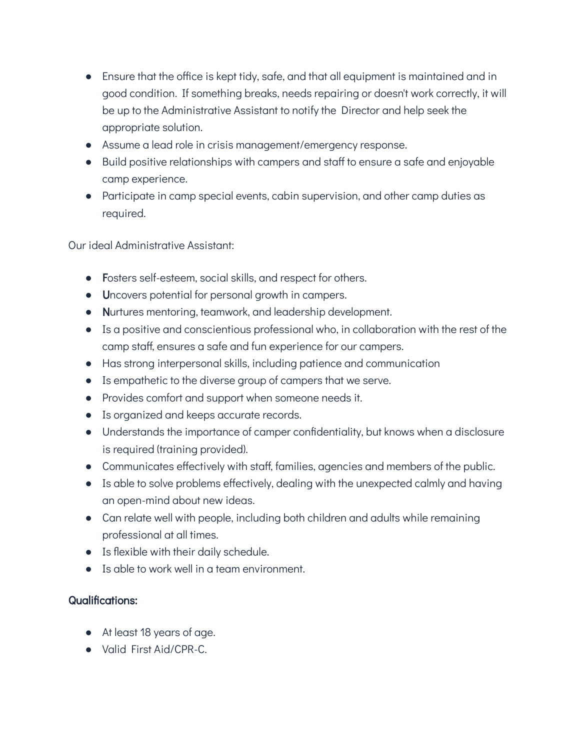- Ensure that the office is kept tidy, safe, and that all equipment is maintained and in good condition. If something breaks, needs repairing or doesn't work correctly, it will be up to the Administrative Assistant to notify the Director and help seek the appropriate solution.
- Assume a lead role in crisis management/emergency response.
- Build positive relationships with campers and staff to ensure a safe and enjoyable camp experience.
- Participate in camp special events, cabin supervision, and other camp duties as required.

Our ideal Administrative Assistant:

- **F**osters self-esteem, social skills, and respect for others.
- **U**ncovers potential for personal growth in campers.
- **N**urtures mentoring, teamwork, and leadership development.
- Is a positive and conscientious professional who, in collaboration with the rest of the camp staff, ensures a safe and fun experience for our campers.
- Has strong interpersonal skills, including patience and communication
- Is empathetic to the diverse group of campers that we serve.
- Provides comfort and support when someone needs it.
- Is organized and keeps accurate records.
- Understands the importance of camper confidentiality, but knows when a disclosure is required (training provided).
- Communicates effectively with staff, families, agencies and members of the public.
- Is able to solve problems effectively, dealing with the unexpected calmly and having an open-mind about new ideas.
- Can relate well with people, including both children and adults while remaining professional at all times.
- Is flexible with their daily schedule.
- Is able to work well in a team environment.

**Qualifications:**

- At least 18 years of age.
- Valid First Aid/CPR-C.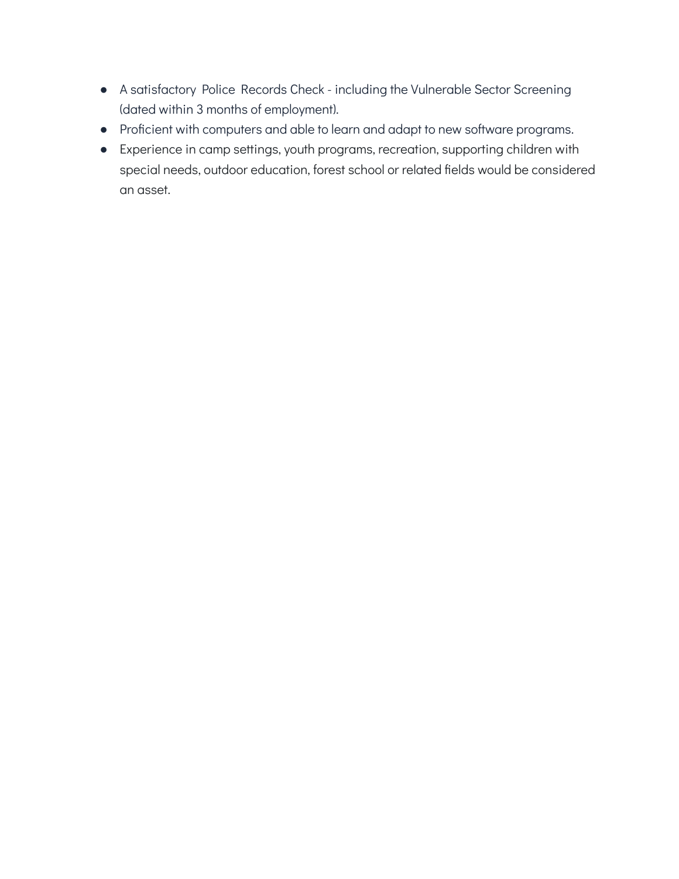- A satisfactory Police Records Check - including the Vulnerable Sector Screening (dated within 3 months of employment).
- Proficient with computers and able to learn and adapt to new software programs.
- Experience in camp settings, youth programs, recreation, supporting children with special needs, outdoor education, forest school or related fields would be considered an asset.